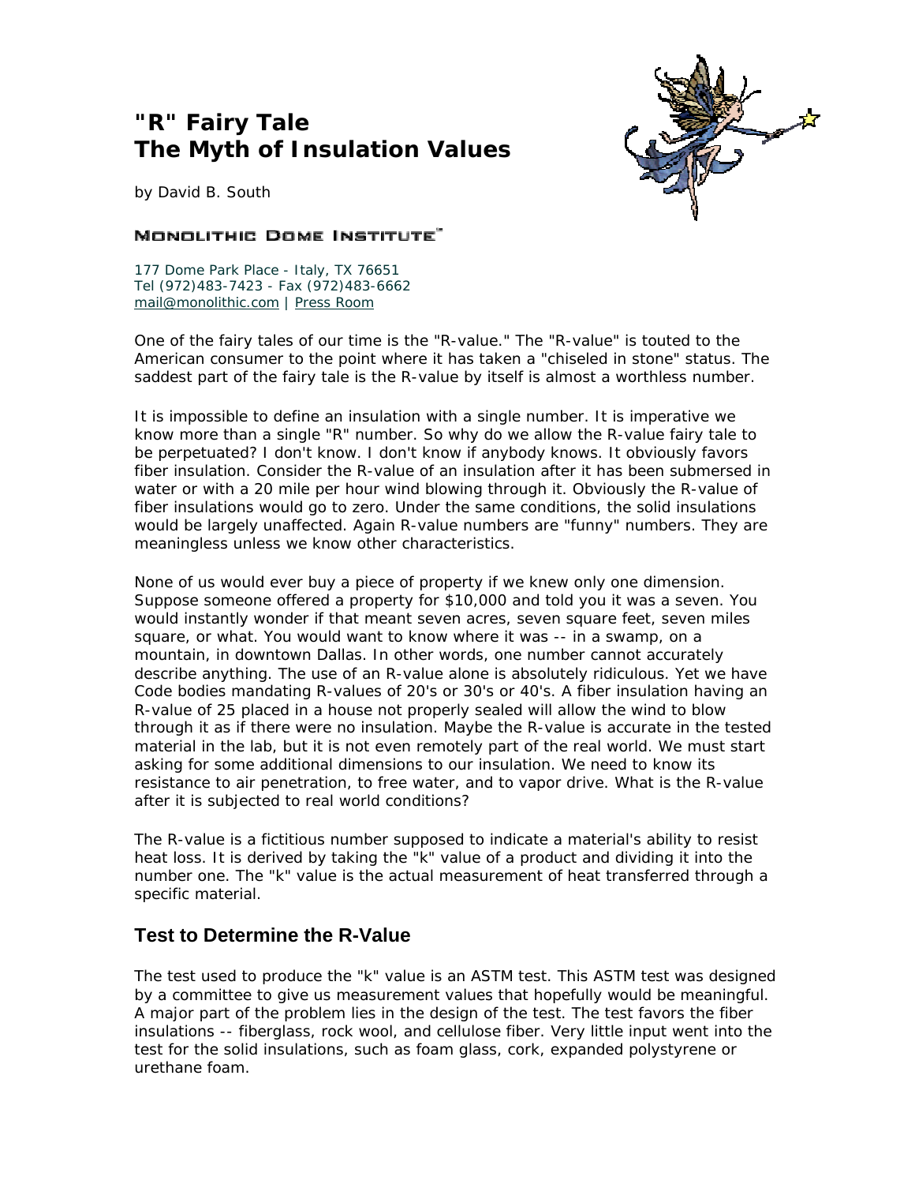# "R" Fairy Tale
# The Myth of Insulation Values

by David B. South

MONOLITHIC DOME INSTITUTE

177 Dome Park Place - Italy, TX 76651
Tel (972)483-7423 - Fax (972)483-6662
mail@monolithic.com | Press Room

One of the fairy tales of our time is the "R-value." The "R-value" is touted to the American consumer to the point where it has taken a "chiseled in stone" status. The saddest part of the fairy tale is the R-value by itself is almost a worthless number.

It is impossible to define an insulation with a single number. It is imperative we know more than a single "R" number. So why do we allow the R-value fairy tale to be perpetuated? I don't know. I don't know if anybody knows. It obviously favors fiber insulation. Consider the R-value of an insulation after it has been submersed in water or with a 20 mile per hour wind blowing through it. Obviously the R-value of fiber insulations would go to zero. Under the same conditions, the solid insulations would be largely unaffected. Again R-value numbers are "funny" numbers. They are meaningless unless we know other characteristics.

None of us would ever buy a piece of property if we knew only one dimension. Suppose someone offered a property for $10,000 and told you it was a seven. You would instantly wonder if that meant seven acres, seven square feet, seven miles square, or what. You would want to know where it was -- in a swamp, on a mountain, in downtown Dallas. In other words, one number cannot accurately describe anything. The use of an R-value alone is absolutely ridiculous. Yet we have Code bodies mandating R-values of 20's or 30's or 40's. A fiber insulation having an R-value of 25 placed in a house not properly sealed will allow the wind to blow through it as if there were no insulation. Maybe the R-value is accurate in the tested material in the lab, but it is not even remotely part of the real world. We must start asking for some additional dimensions to our insulation. We need to know its resistance to air penetration, to free water, and to vapor drive. What is the R-value after it is subjected to real world conditions?

The R-value is a fictitious number supposed to indicate a material's ability to resist heat loss. It is derived by taking the "k" value of a product and dividing it into the number one. The "k" value is the actual measurement of heat transferred through a specific material.

## Test to Determine the R-Value

The test used to produce the "k" value is an ASTM test. This ASTM test was designed by a committee to give us measurement values that hopefully would be meaningful. A major part of the problem lies in the design of the test. The test favors the fiber insulations -- fiberglass, rock wool, and cellulose fiber. Very little input went into the test for the solid insulations, such as foam glass, cork, expanded polystyrene or urethane foam.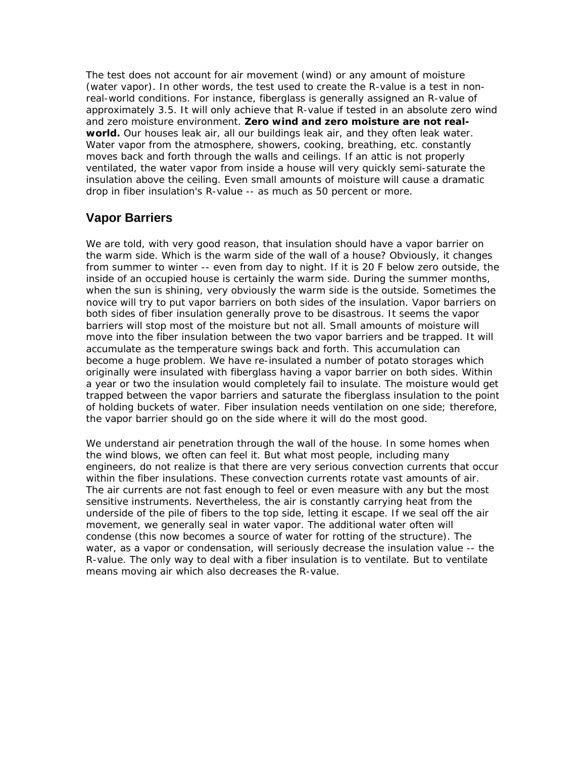The test does not account for air movement (wind) or any amount of moisture (water vapor). In other words, the test used to create the R-value is a test in non-real-world conditions. For instance, fiberglass is generally assigned an R-value of approximately 3.5. It will only achieve that R-value if tested in an absolute zero wind and zero moisture environment. **Zero wind and zero moisture are not real-world.** Our houses leak air, all our buildings leak air, and they often leak water. Water vapor from the atmosphere, showers, cooking, breathing, etc. constantly moves back and forth through the walls and ceilings. If an attic is not properly ventilated, the water vapor from inside a house will very quickly semi-saturate the insulation above the ceiling. Even small amounts of moisture will cause a dramatic drop in fiber insulation's R-value -- as much as 50 percent or more.

## Vapor Barriers

We are told, with very good reason, that insulation should have a vapor barrier on the warm side. Which is the warm side of the wall of a house? Obviously, it changes from summer to winter -- even from day to night. If it is 20 F below zero outside, the inside of an occupied house is certainly the warm side. During the summer months, when the sun is shining, very obviously the warm side is the outside. Sometimes the novice will try to put vapor barriers on both sides of the insulation. Vapor barriers on both sides of fiber insulation generally prove to be disastrous. It seems the vapor barriers will stop most of the moisture but not all. Small amounts of moisture will move into the fiber insulation between the two vapor barriers and be trapped. It will accumulate as the temperature swings back and forth. This accumulation can become a huge problem. We have re-insulated a number of potato storages which originally were insulated with fiberglass having a vapor barrier on both sides. Within a year or two the insulation would completely fail to insulate. The moisture would get trapped between the vapor barriers and saturate the fiberglass insulation to the point of holding buckets of water. Fiber insulation needs ventilation on one side; therefore, the vapor barrier should go on the side where it will do the most good.

We understand air penetration through the wall of the house. In some homes when the wind blows, we often can feel it. But what most people, including many engineers, do not realize is that there are very serious convection currents that occur within the fiber insulations. These convection currents rotate vast amounts of air. The air currents are not fast enough to feel or even measure with any but the most sensitive instruments. Nevertheless, the air is constantly carrying heat from the underside of the pile of fibers to the top side, letting it escape. If we seal off the air movement, we generally seal in water vapor. The additional water often will condense (this now becomes a source of water for rotting of the structure). The water, as a vapor or condensation, will seriously decrease the insulation value -- the R-value. The only way to deal with a fiber insulation is to ventilate. But to ventilate means moving air which also decreases the R-value.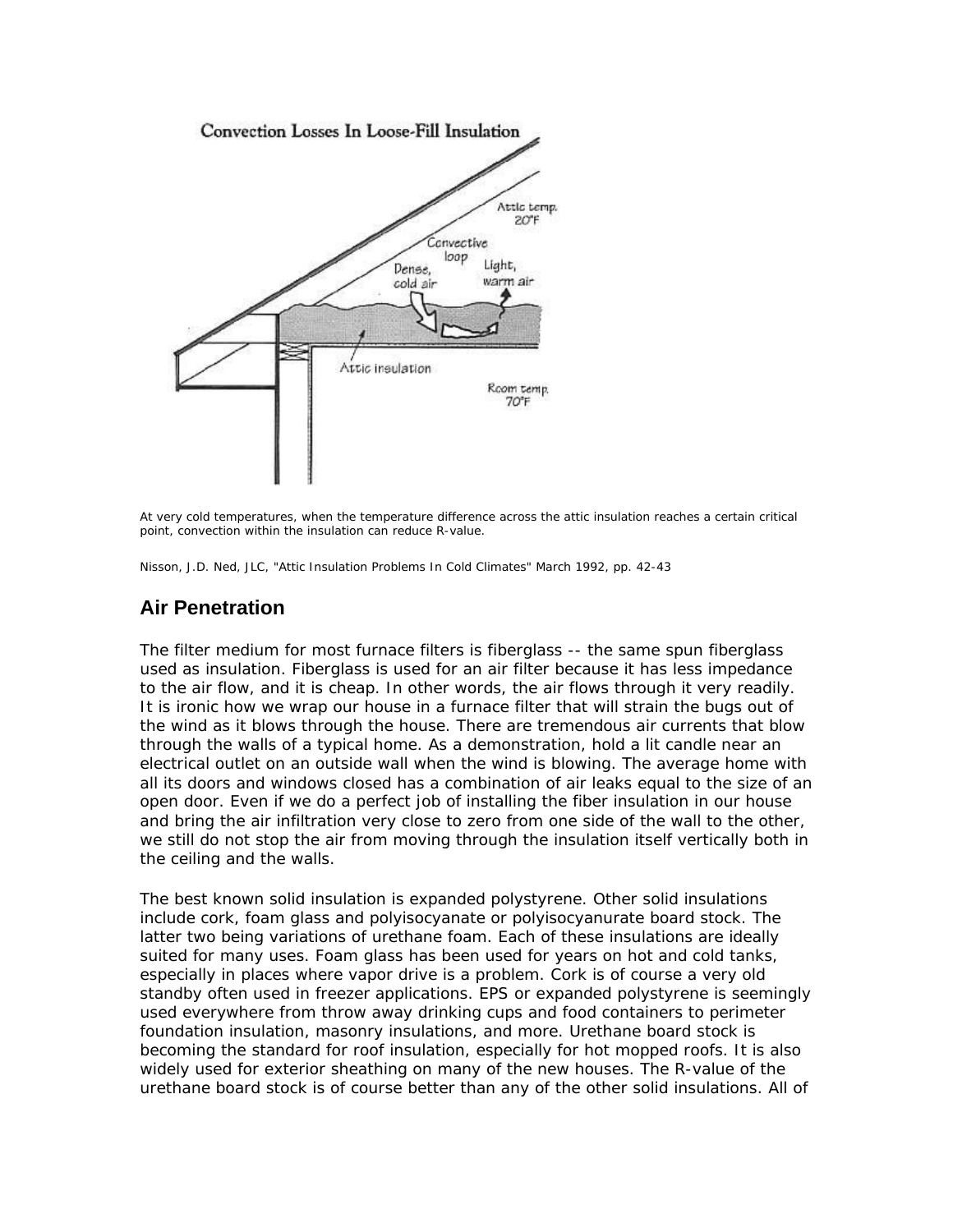At very cold temperatures, when the temperature difference across the attic insulation reaches a certain critical point, convection within the insulation can reduce R-value.

Nisson, J.D. Ned, JLC, "Attic Insulation Problems In Cold Climates" March 1992, pp. 42-43

## Air Penetration

The filter medium for most furnace filters is fiberglass -- the same spun fiberglass used as insulation. Fiberglass is used for an air filter because it has less impedance to the air flow, and it is cheap. In other words, the air flows through it very readily. It is ironic how we wrap our house in a furnace filter that will strain the bugs out of the wind as it blows through the house. There are tremendous air currents that blow through the walls of a typical home. As a demonstration, hold a lit candle near an electrical outlet on an outside wall when the wind is blowing. The average home with all its doors and windows closed has a combination of air leaks equal to the size of an open door. Even if we do a perfect job of installing the fiber insulation in our house and bring the air infiltration very close to zero from one side of the wall to the other, we still do not stop the air from moving through the insulation itself vertically both in the ceiling and the walls.

The best known solid insulation is expanded polystyrene. Other solid insulations include cork, foam glass and polyisocyanate or polyisocyanurate board stock. The latter two being variations of urethane foam. Each of these insulations are ideally suited for many uses. Foam glass has been used for years on hot and cold tanks, especially in places where vapor drive is a problem. Cork is of course a very old standby often used in freezer applications. EPS or expanded polystyrene is seemingly used everywhere from throw away drinking cups and food containers to perimeter foundation insulation, masonry insulations, and more. Urethane board stock is becoming the standard for roof insulation, especially for hot mopped roofs. It is also widely used for exterior sheathing on many of the new houses. The R-value of the urethane board stock is of course better than any of the other solid insulations. All of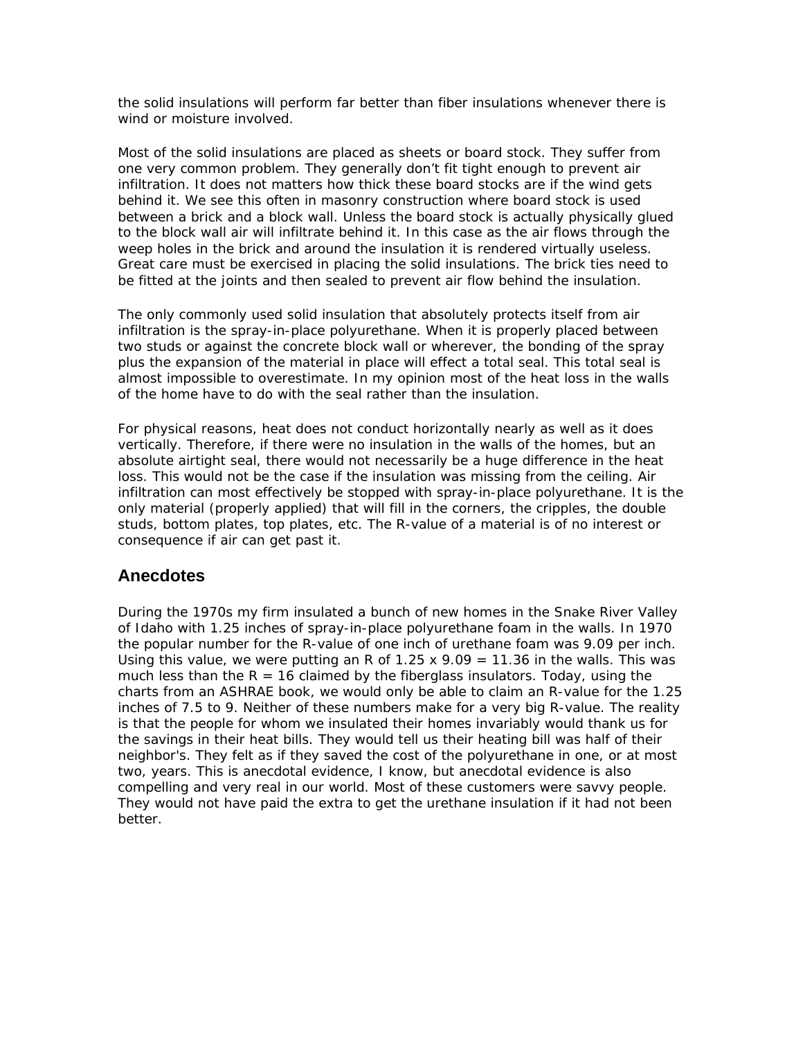the solid insulations will perform far better than fiber insulations whenever there is wind or moisture involved.

Most of the solid insulations are placed as sheets or board stock. They suffer from one very common problem. They generally don't fit tight enough to prevent air infiltration. It does not matters how thick these board stocks are if the wind gets behind it. We see this often in masonry construction where board stock is used between a brick and a block wall. Unless the board stock is actually physically glued to the block wall air will infiltrate behind it. In this case as the air flows through the weep holes in the brick and around the insulation it is rendered virtually useless. Great care must be exercised in placing the solid insulations. The brick ties need to be fitted at the joints and then sealed to prevent air flow behind the insulation.

The only commonly used solid insulation that absolutely protects itself from air infiltration is the spray-in-place polyurethane. When it is properly placed between two studs or against the concrete block wall or wherever, the bonding of the spray plus the expansion of the material in place will effect a total seal. This total seal is almost impossible to overestimate. In my opinion most of the heat loss in the walls of the home have to do with the seal rather than the insulation.

For physical reasons, heat does not conduct horizontally nearly as well as it does vertically. Therefore, if there were no insulation in the walls of the homes, but an absolute airtight seal, there would not necessarily be a huge difference in the heat loss. This would not be the case if the insulation was missing from the ceiling. Air infiltration can most effectively be stopped with spray-in-place polyurethane. It is the only material (properly applied) that will fill in the corners, the cripples, the double studs, bottom plates, top plates, etc. The R-value of a material is of no interest or consequence if air can get past it.

## Anecdotes

During the 1970s my firm insulated a bunch of new homes in the Snake River Valley of Idaho with 1.25 inches of spray-in-place polyurethane foam in the walls. In 1970 the popular number for the R-value of one inch of urethane foam was 9.09 per inch. Using this value, we were putting an R of $1.25 \times 9.09 = 11.36$ in the walls. This was much less than the $R = 16$ claimed by the fiberglass insulators. Today, using the charts from an ASHRAE book, we would only be able to claim an R-value for the 1.25 inches of 7.5 to 9. Neither of these numbers make for a very big R-value. The reality is that the people for whom we insulated their homes invariably would thank us for the savings in their heat bills. They would tell us their heating bill was half of their neighbor's. They felt as if they saved the cost of the polyurethane in one, or at most two, years. This is anecdotal evidence, I know, but anecdotal evidence is also compelling and very real in our world. Most of these customers were savvy people. They would not have paid the extra to get the urethane insulation if it had not been better.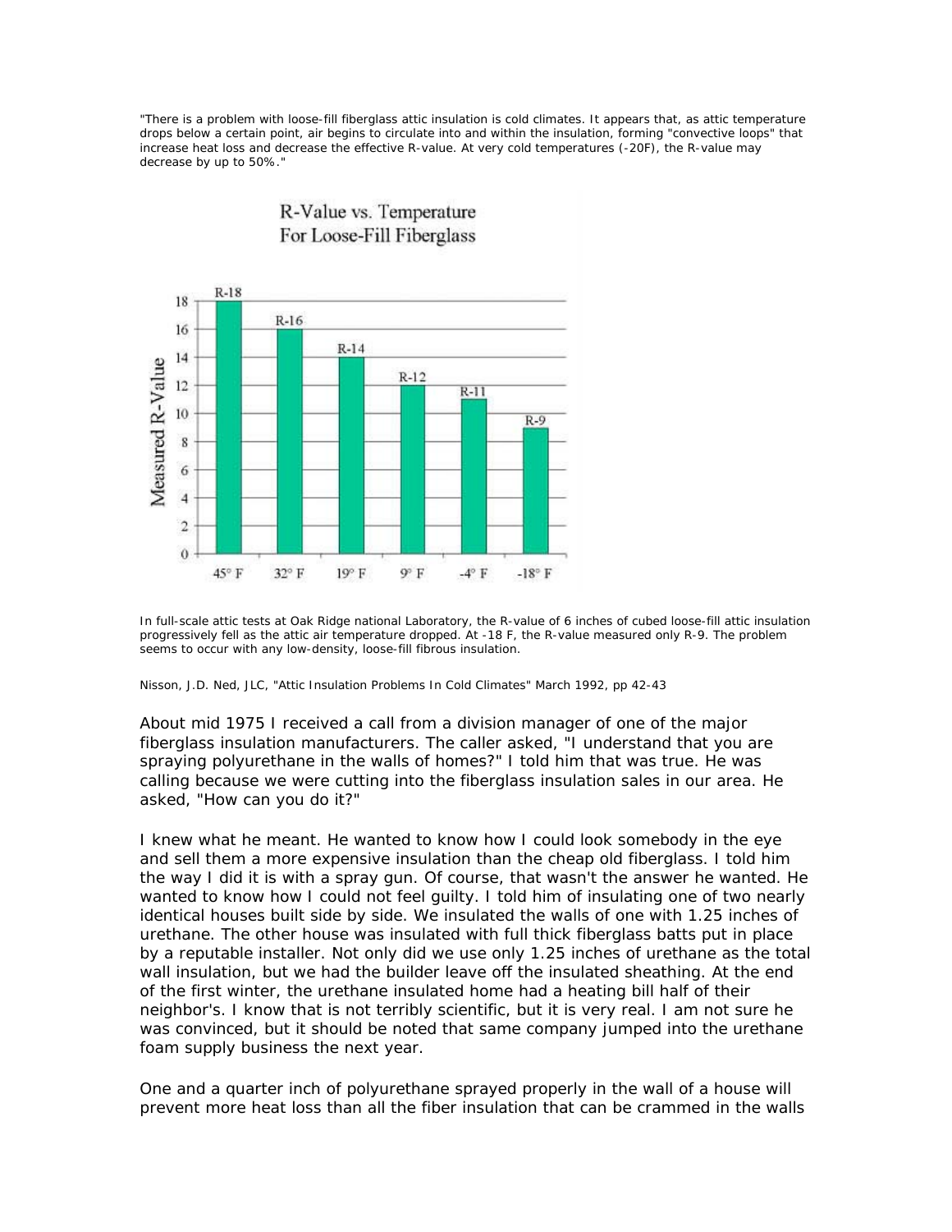"There is a problem with loose-fill fiberglass attic insulation is cold climates. It appears that, as attic temperature drops below a certain point, air begins to circulate into and within the insulation, forming "convective loops" that increase heat loss and decrease the effective R-value. At very cold temperatures (-20F), the R-value may decrease by up to 50%."

**R-Value vs. Temperature For Loose-Fill Fiberglass**

| Temperature | Measured R-Value |
| --- | --- |
| 45° F | R-18 |
| 32° F | R-16 |
| 19° F | R-14 |
| 9° F | R-12 |
| -4° F | R-11 |
| -18° F | R-9 |

In full-scale attic tests at Oak Ridge national Laboratory, the R-value of 6 inches of cubed loose-fill attic insulation progressively fell as the attic air temperature dropped. At -18 F, the R-value measured only R-9. The problem seems to occur with any low-density, loose-fill fibrous insulation.

Nisson, J.D. Ned, JLC, "Attic Insulation Problems In Cold Climates" March 1992, pp 42-43

About mid 1975 I received a call from a division manager of one of the major fiberglass insulation manufacturers. The caller asked, "I understand that you are spraying polyurethane in the walls of homes?" I told him that was true. He was calling because we were cutting into the fiberglass insulation sales in our area. He asked, "How can you do it?"

I knew what he meant. He wanted to know how I could look somebody in the eye and sell them a more expensive insulation than the cheap old fiberglass. I told him the way I did it is with a spray gun. Of course, that wasn't the answer he wanted. He wanted to know how I could not feel guilty. I told him of insulating one of two nearly identical houses built side by side. We insulated the walls of one with 1.25 inches of urethane. The other house was insulated with full thick fiberglass batts put in place by a reputable installer. Not only did we use only 1.25 inches of urethane as the total wall insulation, but we had the builder leave off the insulated sheathing. At the end of the first winter, the urethane insulated home had a heating bill half of their neighbor's. I know that is not terribly scientific, but it is very real. I am not sure he was convinced, but it should be noted that same company jumped into the urethane foam supply business the next year.

One and a quarter inch of polyurethane sprayed properly in the wall of a house will prevent more heat loss than all the fiber insulation that can be crammed in the walls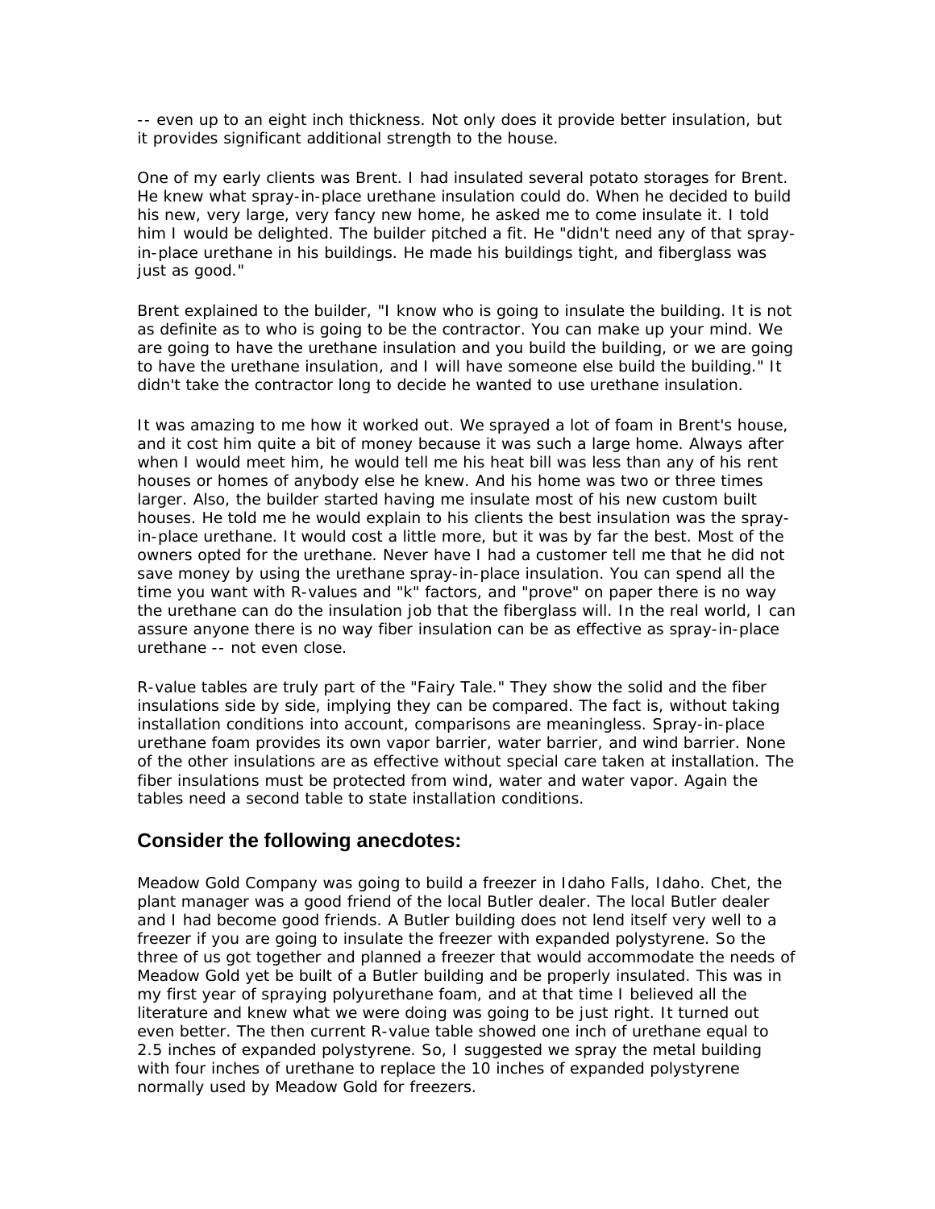-- even up to an eight inch thickness. Not only does it provide better insulation, but it provides significant additional strength to the house.

One of my early clients was Brent. I had insulated several potato storages for Brent. He knew what spray-in-place urethane insulation could do. When he decided to build his new, very large, very fancy new home, he asked me to come insulate it. I told him I would be delighted. The builder pitched a fit. He "didn't need any of that spray-in-place urethane in his buildings. He made his buildings tight, and fiberglass was just as good."

Brent explained to the builder, "I know who is going to insulate the building. It is not as definite as to who is going to be the contractor. You can make up your mind. We are going to have the urethane insulation and you build the building, or we are going to have the urethane insulation, and I will have someone else build the building." It didn't take the contractor long to decide he wanted to use urethane insulation.

It was amazing to me how it worked out. We sprayed a lot of foam in Brent's house, and it cost him quite a bit of money because it was such a large home. Always after when I would meet him, he would tell me his heat bill was less than any of his rent houses or homes of anybody else he knew. And his home was two or three times larger. Also, the builder started having me insulate most of his new custom built houses. He told me he would explain to his clients the best insulation was the spray-in-place urethane. It would cost a little more, but it was by far the best. Most of the owners opted for the urethane. Never have I had a customer tell me that he did not save money by using the urethane spray-in-place insulation. You can spend all the time you want with R-values and "k" factors, and "prove" on paper there is no way the urethane can do the insulation job that the fiberglass will. In the real world, I can assure anyone there is no way fiber insulation can be as effective as spray-in-place urethane -- not even close.

R-value tables are truly part of the "Fairy Tale." They show the solid and the fiber insulations side by side, implying they can be compared. The fact is, without taking installation conditions into account, comparisons are meaningless. Spray-in-place urethane foam provides its own vapor barrier, water barrier, and wind barrier. None of the other insulations are as effective without special care taken at installation. The fiber insulations must be protected from wind, water and water vapor. Again the tables need a second table to state installation conditions.

## Consider the following anecdotes:

Meadow Gold Company was going to build a freezer in Idaho Falls, Idaho. Chet, the plant manager was a good friend of the local Butler dealer. The local Butler dealer and I had become good friends. A Butler building does not lend itself very well to a freezer if you are going to insulate the freezer with expanded polystyrene. So the three of us got together and planned a freezer that would accommodate the needs of Meadow Gold yet be built of a Butler building and be properly insulated. This was in my first year of spraying polyurethane foam, and at that time I believed all the literature and knew what we were doing was going to be just right. It turned out even better. The then current R-value table showed one inch of urethane equal to 2.5 inches of expanded polystyrene. So, I suggested we spray the metal building with four inches of urethane to replace the 10 inches of expanded polystyrene normally used by Meadow Gold for freezers.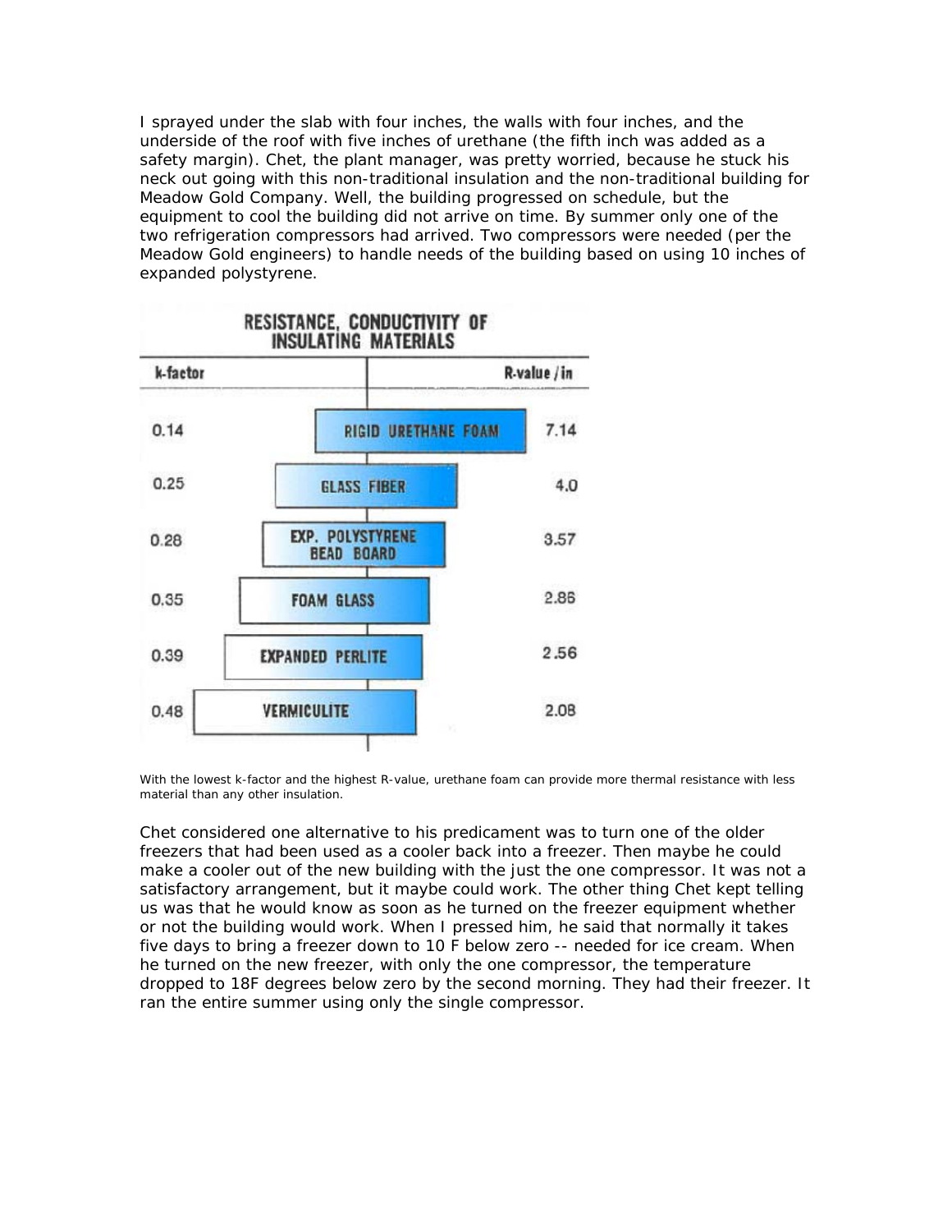I sprayed under the slab with four inches, the walls with four inches, and the underside of the roof with five inches of urethane (the fifth inch was added as a safety margin). Chet, the plant manager, was pretty worried, because he stuck his neck out going with this non-traditional insulation and the non-traditional building for Meadow Gold Company. Well, the building progressed on schedule, but the equipment to cool the building did not arrive on time. By summer only one of the two refrigeration compressors had arrived. Two compressors were needed (per the Meadow Gold engineers) to handle needs of the building based on using 10 inches of expanded polystyrene.

**RESISTANCE, CONDUCTIVITY OF INSULATING MATERIALS**

| k-factor | Material | R-value /in |
|---|---|---|
| 0.14 | RIGID URETHANE FOAM | 7.14 |
| 0.25 | GLASS FIBER | 4.0 |
| 0.28 | EXP. POLYSTYRENE BEAD BOARD | 3.57 |
| 0.35 | FOAM GLASS | 2.86 |
| 0.39 | EXPANDED PERLITE | 2.56 |
| 0.48 | VERMICULITE | 2.08 |

With the lowest k-factor and the highest R-value, urethane foam can provide more thermal resistance with less material than any other insulation.

Chet considered one alternative to his predicament was to turn one of the older freezers that had been used as a cooler back into a freezer. Then maybe he could make a cooler out of the new building with the just the one compressor. It was not a satisfactory arrangement, but it maybe could work. The other thing Chet kept telling us was that he would know as soon as he turned on the freezer equipment whether or not the building would work. When I pressed him, he said that normally it takes five days to bring a freezer down to 10 F below zero -- needed for ice cream. When he turned on the new freezer, with only the one compressor, the temperature dropped to 18F degrees below zero by the second morning. They had their freezer. It ran the entire summer using only the single compressor.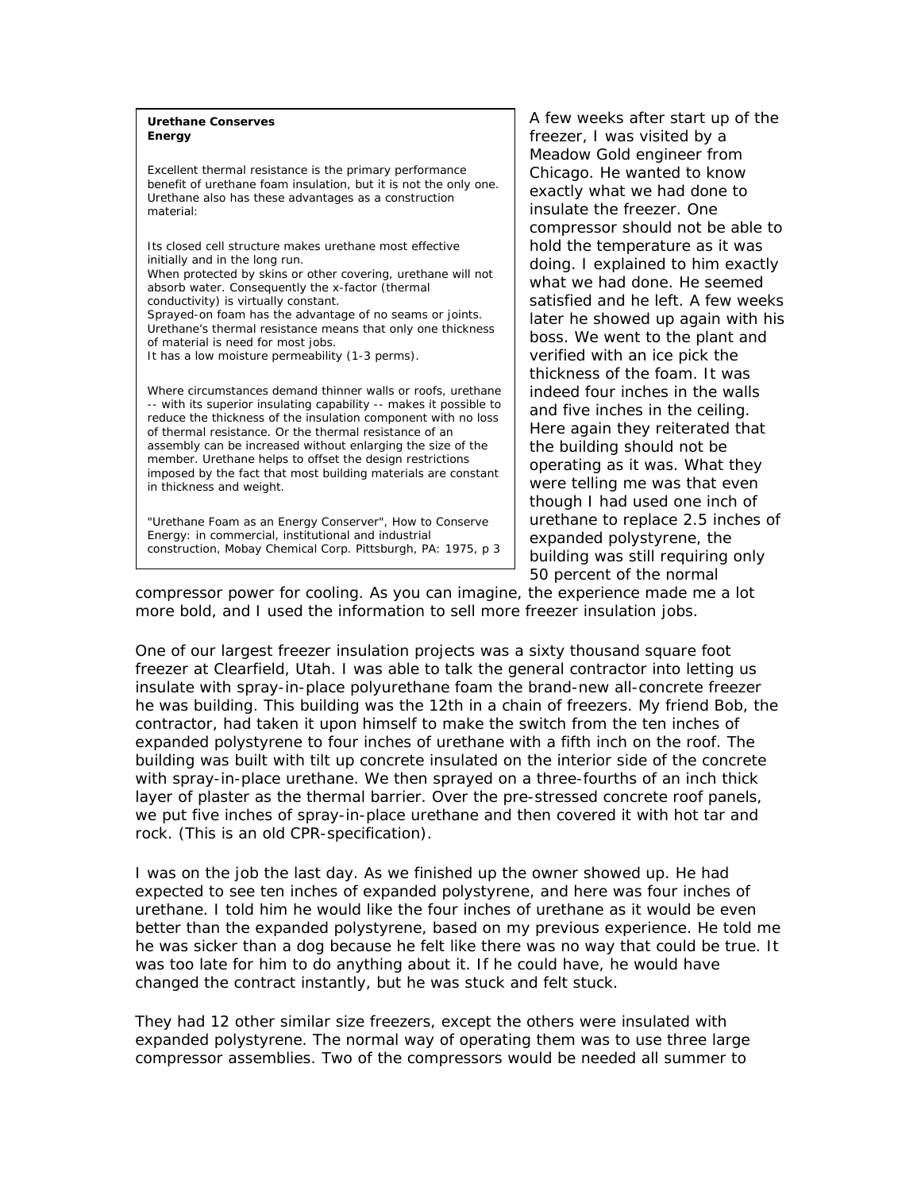> **Urethane Conserves Energy**
>
> Excellent thermal resistance is the primary performance benefit of urethane foam insulation, but it is not the only one. Urethane also has these advantages as a construction material:
>
> Its closed cell structure makes urethane most effective initially and in the long run.
> When protected by skins or other covering, urethane will not absorb water. Consequently the x-factor (thermal conductivity) is virtually constant.
> Sprayed-on foam has the advantage of no seams or joints.
> Urethane's thermal resistance means that only one thickness of material is need for most jobs.
> It has a low moisture permeability (1-3 perms).
>
> Where circumstances demand thinner walls or roofs, urethane -- with its superior insulating capability -- makes it possible to reduce the thickness of the insulation component with no loss of thermal resistance. Or the thermal resistance of an assembly can be increased without enlarging the size of the member. Urethane helps to offset the design restrictions imposed by the fact that most building materials are constant in thickness and weight.
>
> "Urethane Foam as an Energy Conserver", How to Conserve Energy: in commercial, institutional and industrial construction, Mobay Chemical Corp. Pittsburgh, PA: 1975, p 3

A few weeks after start up of the freezer, I was visited by a Meadow Gold engineer from Chicago. He wanted to know exactly what we had done to insulate the freezer. One compressor should not be able to hold the temperature as it was doing. I explained to him exactly what we had done. He seemed satisfied and he left. A few weeks later he showed up again with his boss. We went to the plant and verified with an ice pick the thickness of the foam. It was indeed four inches in the walls and five inches in the ceiling. Here again they reiterated that the building should not be operating as it was. What they were telling me was that even though I had used one inch of urethane to replace 2.5 inches of expanded polystyrene, the building was still requiring only 50 percent of the normal compressor power for cooling. As you can imagine, the experience made me a lot more bold, and I used the information to sell more freezer insulation jobs.

One of our largest freezer insulation projects was a sixty thousand square foot freezer at Clearfield, Utah. I was able to talk the general contractor into letting us insulate with spray-in-place polyurethane foam the brand-new all-concrete freezer he was building. This building was the 12th in a chain of freezers. My friend Bob, the contractor, had taken it upon himself to make the switch from the ten inches of expanded polystyrene to four inches of urethane with a fifth inch on the roof. The building was built with tilt up concrete insulated on the interior side of the concrete with spray-in-place urethane. We then sprayed on a three-fourths of an inch thick layer of plaster as the thermal barrier. Over the pre-stressed concrete roof panels, we put five inches of spray-in-place urethane and then covered it with hot tar and rock. (This is an old CPR-specification).

I was on the job the last day. As we finished up the owner showed up. He had expected to see ten inches of expanded polystyrene, and here was four inches of urethane. I told him he would like the four inches of urethane as it would be even better than the expanded polystyrene, based on my previous experience. He told me he was sicker than a dog because he felt like there was no way that could be true. It was too late for him to do anything about it. If he could have, he would have changed the contract instantly, but he was stuck and felt stuck.

They had 12 other similar size freezers, except the others were insulated with expanded polystyrene. The normal way of operating them was to use three large compressor assemblies. Two of the compressors would be needed all summer to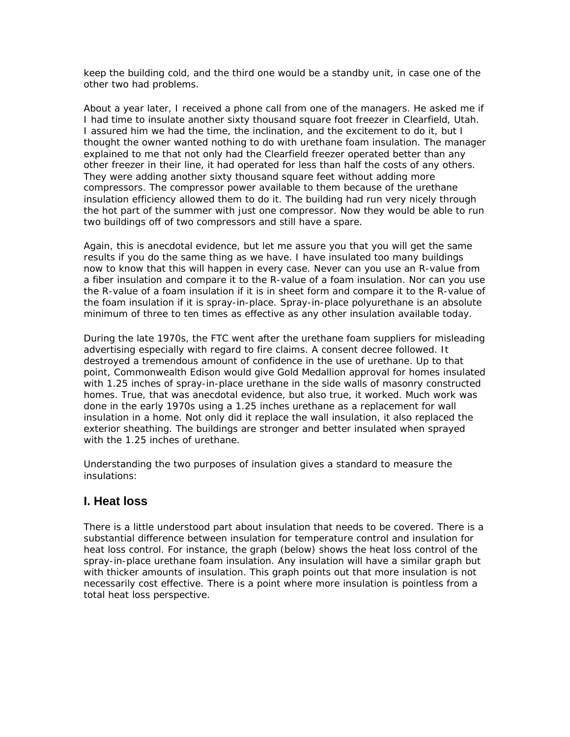keep the building cold, and the third one would be a standby unit, in case one of the other two had problems.

About a year later, I received a phone call from one of the managers. He asked me if I had time to insulate another sixty thousand square foot freezer in Clearfield, Utah. I assured him we had the time, the inclination, and the excitement to do it, but I thought the owner wanted nothing to do with urethane foam insulation. The manager explained to me that not only had the Clearfield freezer operated better than any other freezer in their line, it had operated for less than half the costs of any others. They were adding another sixty thousand square feet without adding more compressors. The compressor power available to them because of the urethane insulation efficiency allowed them to do it. The building had run very nicely through the hot part of the summer with just one compressor. Now they would be able to run two buildings off of two compressors and still have a spare.

Again, this is anecdotal evidence, but let me assure you that you will get the same results if you do the same thing as we have. I have insulated too many buildings now to know that this will happen in every case. Never can you use an R-value from a fiber insulation and compare it to the R-value of a foam insulation. Nor can you use the R-value of a foam insulation if it is in sheet form and compare it to the R-value of the foam insulation if it is spray-in-place. Spray-in-place polyurethane is an absolute minimum of three to ten times as effective as any other insulation available today.

During the late 1970s, the FTC went after the urethane foam suppliers for misleading advertising especially with regard to fire claims. A consent decree followed. It destroyed a tremendous amount of confidence in the use of urethane. Up to that point, Commonwealth Edison would give Gold Medallion approval for homes insulated with 1.25 inches of spray-in-place urethane in the side walls of masonry constructed homes. True, that was anecdotal evidence, but also true, it worked. Much work was done in the early 1970s using a 1.25 inches urethane as a replacement for wall insulation in a home. Not only did it replace the wall insulation, it also replaced the exterior sheathing. The buildings are stronger and better insulated when sprayed with the 1.25 inches of urethane.

Understanding the two purposes of insulation gives a standard to measure the insulations:

## I. Heat loss

There is a little understood part about insulation that needs to be covered. There is a substantial difference between insulation for temperature control and insulation for heat loss control. For instance, the graph (below) shows the heat loss control of the spray-in-place urethane foam insulation. Any insulation will have a similar graph but with thicker amounts of insulation. This graph points out that more insulation is not necessarily cost effective. There is a point where more insulation is pointless from a total heat loss perspective.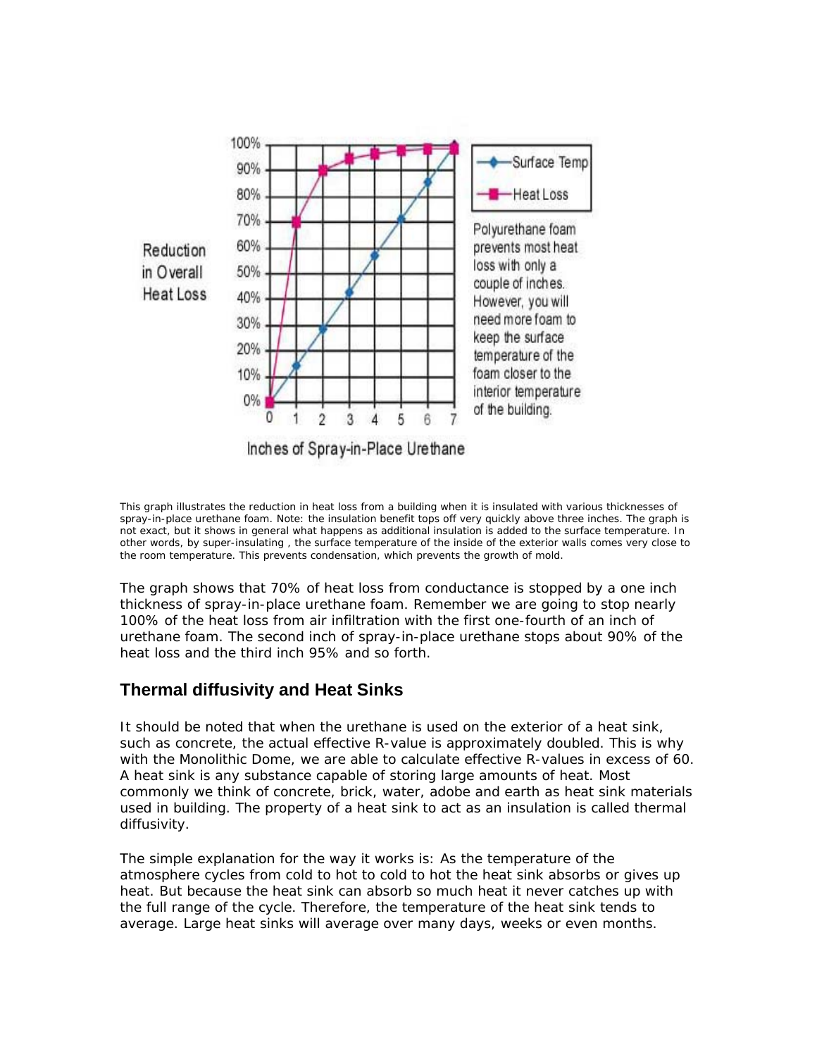This graph illustrates the reduction in heat loss from a building when it is insulated with various thicknesses of spray-in-place urethane foam. Note: the insulation benefit tops off very quickly above three inches. The graph is not exact, but it shows in general what happens as additional insulation is added to the surface temperature. In other words, by super-insulating , the surface temperature of the inside of the exterior walls comes very close to the room temperature. This prevents condensation, which prevents the growth of mold.

The graph shows that 70% of heat loss from conductance is stopped by a one inch thickness of spray-in-place urethane foam. Remember we are going to stop nearly 100% of the heat loss from air infiltration with the first one-fourth of an inch of urethane foam. The second inch of spray-in-place urethane stops about 90% of the heat loss and the third inch 95% and so forth.

## Thermal diffusivity and Heat Sinks

It should be noted that when the urethane is used on the exterior of a heat sink, such as concrete, the actual effective R-value is approximately doubled. This is why with the Monolithic Dome, we are able to calculate effective R-values in excess of 60. A heat sink is any substance capable of storing large amounts of heat. Most commonly we think of concrete, brick, water, adobe and earth as heat sink materials used in building. The property of a heat sink to act as an insulation is called thermal diffusivity.

The simple explanation for the way it works is: As the temperature of the atmosphere cycles from cold to hot to cold to hot the heat sink absorbs or gives up heat. But because the heat sink can absorb so much heat it never catches up with the full range of the cycle. Therefore, the temperature of the heat sink tends to average. Large heat sinks will average over many days, weeks or even months.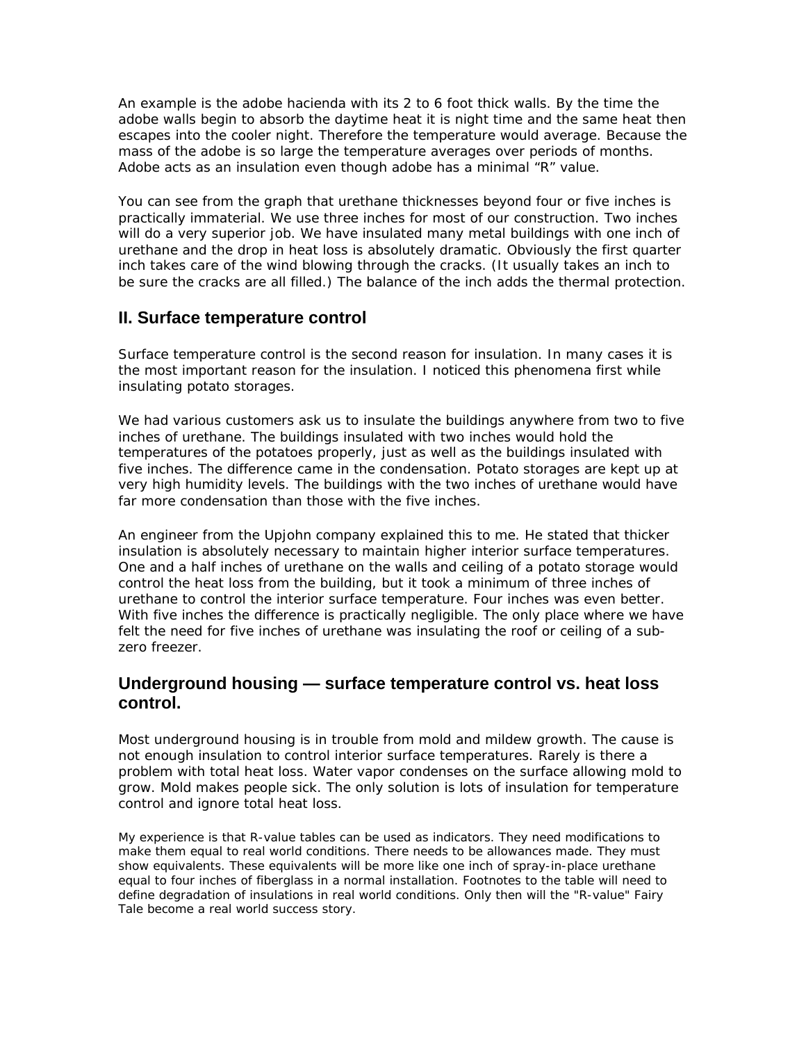An example is the adobe hacienda with its 2 to 6 foot thick walls. By the time the adobe walls begin to absorb the daytime heat it is night time and the same heat then escapes into the cooler night. Therefore the temperature would average. Because the mass of the adobe is so large the temperature averages over periods of months. Adobe acts as an insulation even though adobe has a minimal "R" value.

You can see from the graph that urethane thicknesses beyond four or five inches is practically immaterial. We use three inches for most of our construction. Two inches will do a very superior job. We have insulated many metal buildings with one inch of urethane and the drop in heat loss is absolutely dramatic. Obviously the first quarter inch takes care of the wind blowing through the cracks. (It usually takes an inch to be sure the cracks are all filled.) The balance of the inch adds the thermal protection.

## II. Surface temperature control

Surface temperature control is the second reason for insulation. In many cases it is the most important reason for the insulation. I noticed this phenomena first while insulating potato storages.

We had various customers ask us to insulate the buildings anywhere from two to five inches of urethane. The buildings insulated with two inches would hold the temperatures of the potatoes properly, just as well as the buildings insulated with five inches. The difference came in the condensation. Potato storages are kept up at very high humidity levels. The buildings with the two inches of urethane would have far more condensation than those with the five inches.

An engineer from the Upjohn company explained this to me. He stated that thicker insulation is absolutely necessary to maintain higher interior surface temperatures. One and a half inches of urethane on the walls and ceiling of a potato storage would control the heat loss from the building, but it took a minimum of three inches of urethane to control the interior surface temperature. Four inches was even better. With five inches the difference is practically negligible. The only place where we have felt the need for five inches of urethane was insulating the roof or ceiling of a sub-zero freezer.

## Underground housing — surface temperature control vs. heat loss control.

Most underground housing is in trouble from mold and mildew growth. The cause is not enough insulation to control interior surface temperatures. Rarely is there a problem with total heat loss. Water vapor condenses on the surface allowing mold to grow. Mold makes people sick. The only solution is lots of insulation for temperature control and ignore total heat loss.

My experience is that R-value tables can be used as indicators. They need modifications to make them equal to real world conditions. There needs to be allowances made. They must show equivalents. These equivalents will be more like one inch of spray-in-place urethane equal to four inches of fiberglass in a normal installation. Footnotes to the table will need to define degradation of insulations in real world conditions. Only then will the "R-value" Fairy Tale become a real world success story.